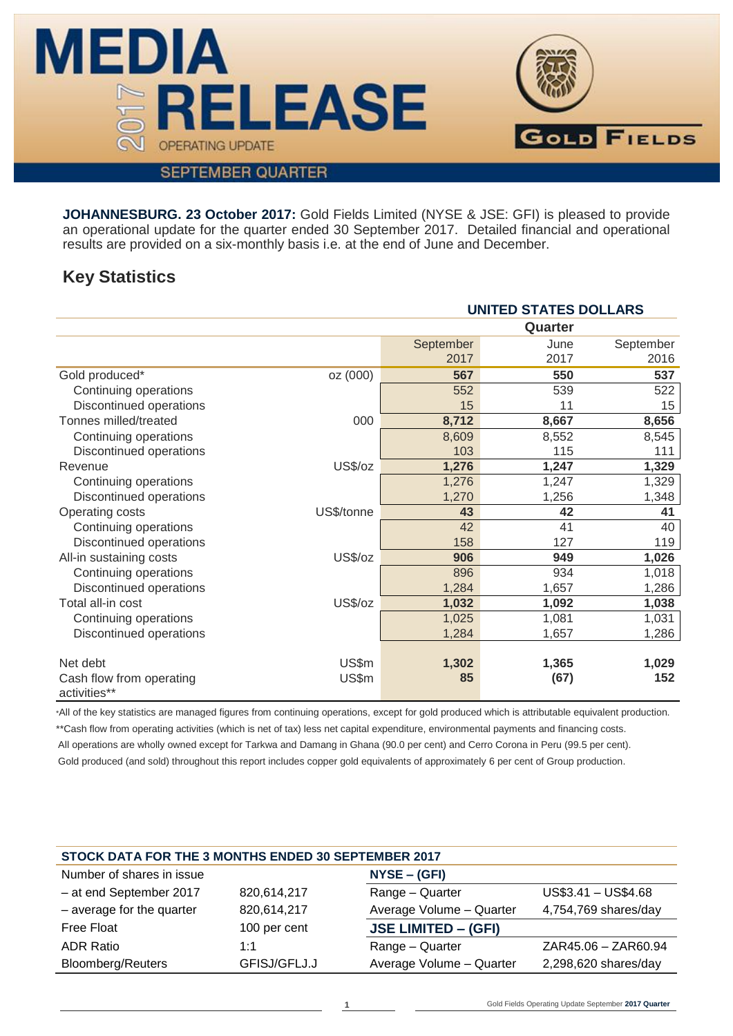# MEDIA RELEASE

2017 OPERATING UPDATE

SEPTEMBER QUARTER

GOLD FIELDS

**JOHANNESBURG. 23 October 2017:** Gold Fields Limited (NYSE & JSE: GFI) is pleased to provide an operational update for the quarter ended 30 September 2017. Detailed financial and operational results are provided on a six-monthly basis i.e. at the end of June and December.

## Key Statistics

| | | UNITED STATES DOLLARS | | |
|---|---|---|---|---|
| | | Quarter | | |
| | | September 2017 | June 2017 | September 2016 |
| Gold produced* | oz (000) | **567** | **550** | **537** |
| Continuing operations | | 552 | 539 | 522 |
| Discontinued operations | | 15 | 11 | 15 |
| Tonnes milled/treated | 000 | **8,712** | **8,667** | **8,656** |
| Continuing operations | | 8,609 | 8,552 | 8,545 |
| Discontinued operations | | 103 | 115 | 111 |
| Revenue | US$/oz | **1,276** | **1,247** | **1,329** |
| Continuing operations | | 1,276 | 1,247 | 1,329 |
| Discontinued operations | | 1,270 | 1,256 | 1,348 |
| Operating costs | US$/tonne | **43** | **42** | **41** |
| Continuing operations | | 42 | 41 | 40 |
| Discontinued operations | | 158 | 127 | 119 |
| All-in sustaining costs | US$/oz | **906** | **949** | **1,026** |
| Continuing operations | | 896 | 934 | 1,018 |
| Discontinued operations | | 1,284 | 1,657 | 1,286 |
| Total all-in cost | US$/oz | **1,032** | **1,092** | **1,038** |
| Continuing operations | | 1,025 | 1,081 | 1,031 |
| Discontinued operations | | 1,284 | 1,657 | 1,286 |
| Net debt | US$m | **1,302** | **1,365** | **1,029** |
| Cash flow from operating activities** | US$m | **85** | **(67)** | **152** |

*All of the key statistics are managed figures from continuing operations, except for gold produced which is attributable equivalent production.

**Cash flow from operating activities (which is net of tax) less net capital expenditure, environmental payments and financing costs.

All operations are wholly owned except for Tarkwa and Damang in Ghana (90.0 per cent) and Cerro Corona in Peru (99.5 per cent).

Gold produced (and sold) throughout this report includes copper gold equivalents of approximately 6 per cent of Group production.

| STOCK DATA FOR THE 3 MONTHS ENDED 30 SEPTEMBER 2017 | | | |
|---|---|---|---|
| Number of shares in issue | | **NYSE – (GFI)** | |
| – at end September 2017 | 820,614,217 | Range – Quarter | US$3.41 – US$4.68 |
| – average for the quarter | 820,614,217 | Average Volume – Quarter | 4,754,769 shares/day |
| Free Float | 100 per cent | **JSE LIMITED – (GFI)** | |
| ADR Ratio | 1:1 | Range – Quarter | ZAR45.06 – ZAR60.94 |
| Bloomberg/Reuters | GFISJ/GFLJ.J | Average Volume – Quarter | 2,298,620 shares/day |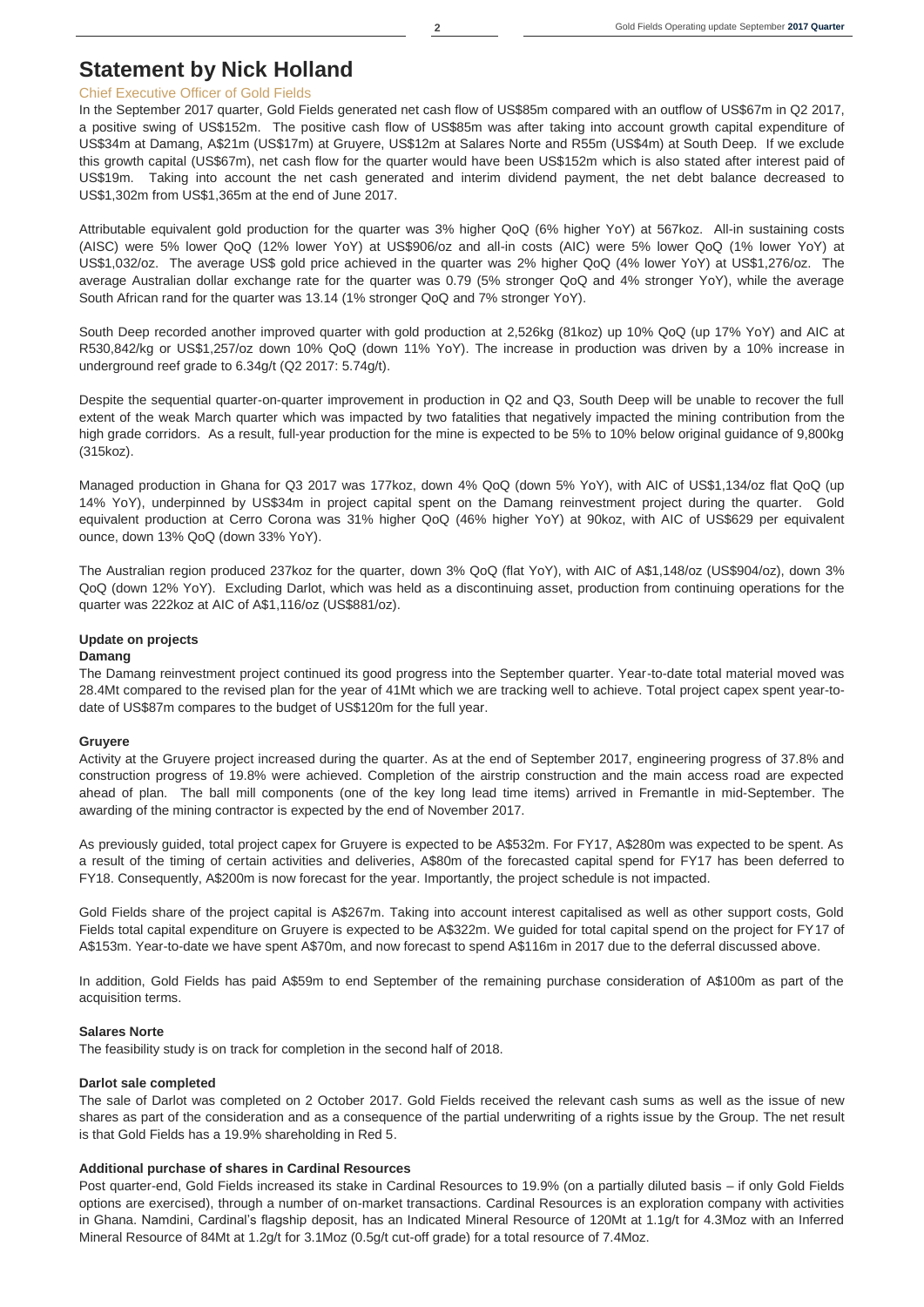# Statement by Nick Holland

## Chief Executive Officer of Gold Fields

In the September 2017 quarter, Gold Fields generated net cash flow of US$85m compared with an outflow of US$67m in Q2 2017, a positive swing of US$152m. The positive cash flow of US$85m was after taking into account growth capital expenditure of US$34m at Damang, A$21m (US$17m) at Gruyere, US$12m at Salares Norte and R55m (US$4m) at South Deep. If we exclude this growth capital (US$67m), net cash flow for the quarter would have been US$152m which is also stated after interest paid of US$19m. Taking into account the net cash generated and interim dividend payment, the net debt balance decreased to US$1,302m from US$1,365m at the end of June 2017.

Attributable equivalent gold production for the quarter was 3% higher QoQ (6% higher YoY) at 567koz. All-in sustaining costs (AISC) were 5% lower QoQ (12% lower YoY) at US$906/oz and all-in costs (AIC) were 5% lower QoQ (1% lower YoY) at US$1,032/oz. The average US$ gold price achieved in the quarter was 2% higher QoQ (4% lower YoY) at US$1,276/oz. The average Australian dollar exchange rate for the quarter was 0.79 (5% stronger QoQ and 4% stronger YoY), while the average South African rand for the quarter was 13.14 (1% stronger QoQ and 7% stronger YoY).

South Deep recorded another improved quarter with gold production at 2,526kg (81koz) up 10% QoQ (up 17% YoY) and AIC at R530,842/kg or US$1,257/oz down 10% QoQ (down 11% YoY). The increase in production was driven by a 10% increase in underground reef grade to 6.34g/t (Q2 2017: 5.74g/t).

Despite the sequential quarter-on-quarter improvement in production in Q2 and Q3, South Deep will be unable to recover the full extent of the weak March quarter which was impacted by two fatalities that negatively impacted the mining contribution from the high grade corridors. As a result, full-year production for the mine is expected to be 5% to 10% below original guidance of 9,800kg (315koz).

Managed production in Ghana for Q3 2017 was 177koz, down 4% QoQ (down 5% YoY), with AIC of US$1,134/oz flat QoQ (up 14% YoY), underpinned by US$34m in project capital spent on the Damang reinvestment project during the quarter. Gold equivalent production at Cerro Corona was 31% higher QoQ (46% higher YoY) at 90koz, with AIC of US$629 per equivalent ounce, down 13% QoQ (down 33% YoY).

The Australian region produced 237koz for the quarter, down 3% QoQ (flat YoY), with AIC of A$1,148/oz (US$904/oz), down 3% QoQ (down 12% YoY). Excluding Darlot, which was held as a discontinuing asset, production from continuing operations for the quarter was 222koz at AIC of A$1,116/oz (US$881/oz).

### Update on projects

#### Damang

The Damang reinvestment project continued its good progress into the September quarter. Year-to-date total material moved was 28.4Mt compared to the revised plan for the year of 41Mt which we are tracking well to achieve. Total project capex spent year-to-date of US$87m compares to the budget of US$120m for the full year.

#### Gruyere

Activity at the Gruyere project increased during the quarter. As at the end of September 2017, engineering progress of 37.8% and construction progress of 19.8% were achieved. Completion of the airstrip construction and the main access road are expected ahead of plan. The ball mill components (one of the key long lead time items) arrived in Fremantle in mid-September. The awarding of the mining contractor is expected by the end of November 2017.

As previously guided, total project capex for Gruyere is expected to be A$532m. For FY17, A$280m was expected to be spent. As a result of the timing of certain activities and deliveries, A$80m of the forecasted capital spend for FY17 has been deferred to FY18. Consequently, A$200m is now forecast for the year. Importantly, the project schedule is not impacted.

Gold Fields share of the project capital is A$267m. Taking into account interest capitalised as well as other support costs, Gold Fields total capital expenditure on Gruyere is expected to be A$322m. We guided for total capital spend on the project for FY17 of A$153m. Year-to-date we have spent A$70m, and now forecast to spend A$116m in 2017 due to the deferral discussed above.

In addition, Gold Fields has paid A$59m to end September of the remaining purchase consideration of A$100m as part of the acquisition terms.

#### Salares Norte

The feasibility study is on track for completion in the second half of 2018.

#### Darlot sale completed

The sale of Darlot was completed on 2 October 2017. Gold Fields received the relevant cash sums as well as the issue of new shares as part of the consideration and as a consequence of the partial underwriting of a rights issue by the Group. The net result is that Gold Fields has a 19.9% shareholding in Red 5.

#### Additional purchase of shares in Cardinal Resources

Post quarter-end, Gold Fields increased its stake in Cardinal Resources to 19.9% (on a partially diluted basis – if only Gold Fields options are exercised), through a number of on-market transactions. Cardinal Resources is an exploration company with activities in Ghana. Namdini, Cardinal's flagship deposit, has an Indicated Mineral Resource of 120Mt at 1.1g/t for 4.3Moz with an Inferred Mineral Resource of 84Mt at 1.2g/t for 3.1Moz (0.5g/t cut-off grade) for a total resource of 7.4Moz.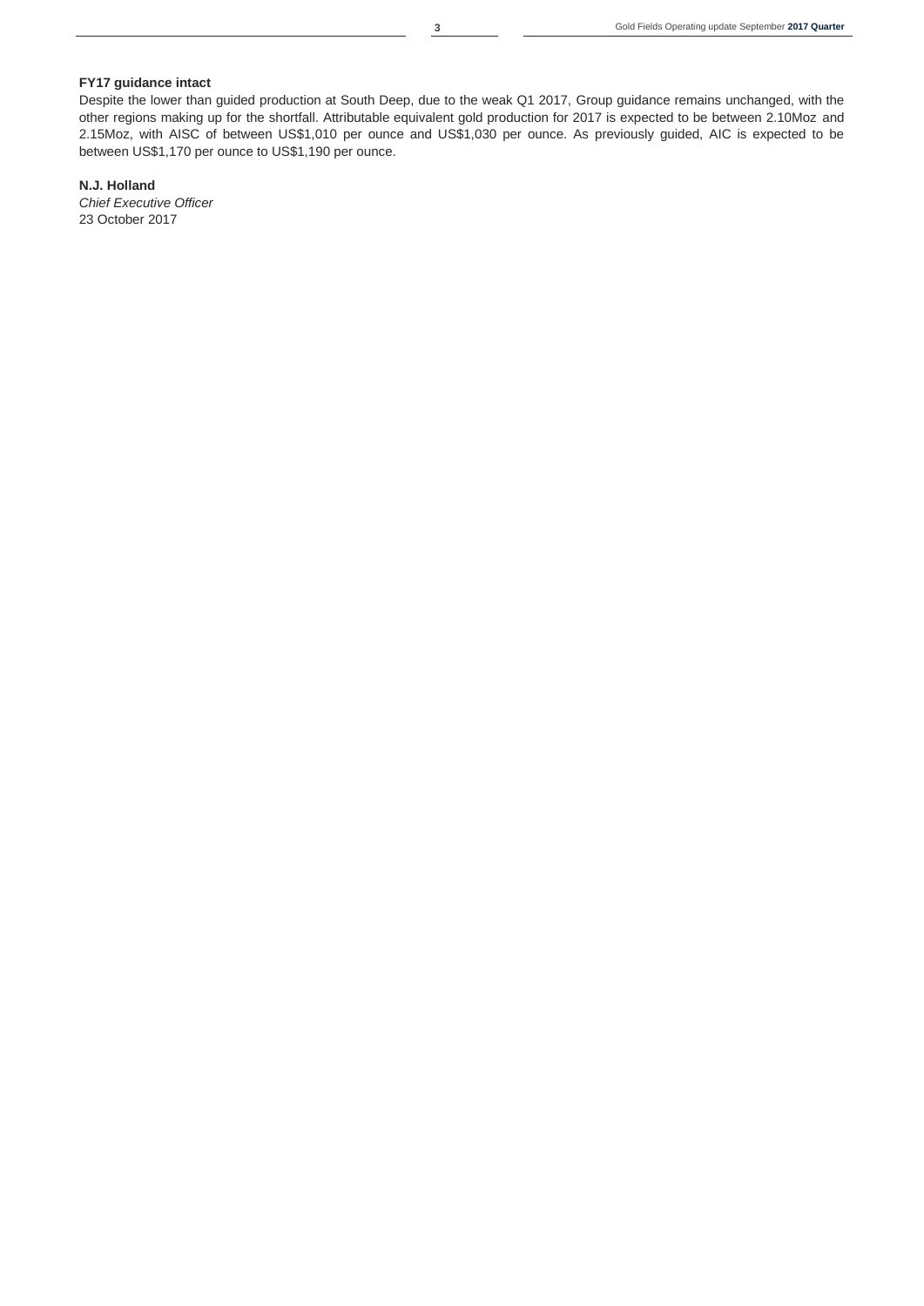**FY17 guidance intact**

Despite the lower than guided production at South Deep, due to the weak Q1 2017, Group guidance remains unchanged, with the other regions making up for the shortfall. Attributable equivalent gold production for 2017 is expected to be between 2.10Moz and 2.15Moz, with AISC of between US$1,010 per ounce and US$1,030 per ounce. As previously guided, AIC is expected to be between US$1,170 per ounce to US$1,190 per ounce.

**N.J. Holland**
*Chief Executive Officer*
23 October 2017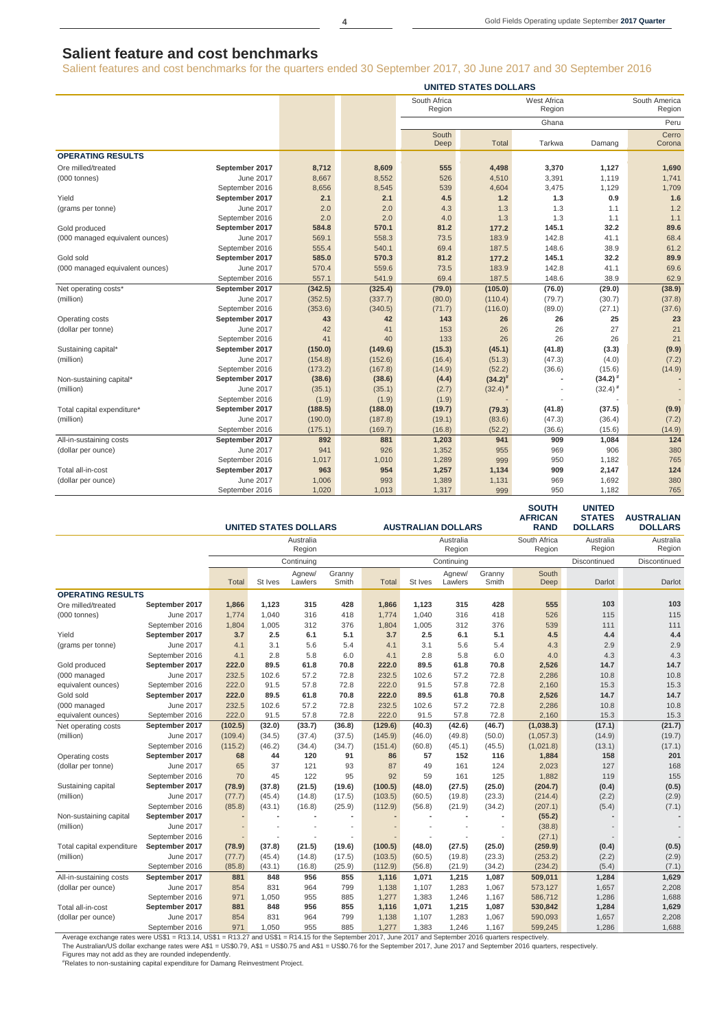## Salient feature and cost benchmarks

Salient features and cost benchmarks for the quarters ended 30 September 2017, 30 June 2017 and 30 September 2016

| | | UNITED STATES DOLLARS | | | | | | |
|---|---|---|---|---|---|---|---|---|
| | | | | South Africa Region | West Africa Region | | | South America Region |
| | | | | | | Ghana | | Peru |
| | | | | South Deep | Total | Tarkwa | Damang | Cerro Corona |
| **OPERATING RESULTS** | | | | | | | | |
| Ore milled/treated | **September 2017** | **8,712** | **8,609** | **555** | **4,498** | **3,370** | **1,127** | **1,690** |
| (000 tonnes) | June 2017 | 8,667 | 8,552 | 526 | 4,510 | 3,391 | 1,119 | 1,741 |
| | September 2016 | 8,656 | 8,545 | 539 | 4,604 | 3,475 | 1,129 | 1,709 |
| Yield | **September 2017** | **2.1** | **2.1** | **4.5** | **1.2** | **1.3** | **0.9** | **1.6** |
| (grams per tonne) | June 2017 | 2.0 | 2.0 | 4.3 | 1.3 | 1.3 | 1.1 | 1.2 |
| | September 2016 | 2.0 | 2.0 | 4.0 | 1.3 | 1.3 | 1.1 | 1.1 |
| Gold produced | **September 2017** | **584.8** | **570.1** | **81.2** | **177.2** | **145.1** | **32.2** | **89.6** |
| (000 managed equivalent ounces) | June 2017 | 569.1 | 558.3 | 73.5 | 183.9 | 142.8 | 41.1 | 68.4 |
| | September 2016 | 555.4 | 540.1 | 69.4 | 187.5 | 148.6 | 38.9 | 61.2 |
| Gold sold | **September 2017** | **585.0** | **570.3** | **81.2** | **177.2** | **145.1** | **32.2** | **89.9** |
| (000 managed equivalent ounces) | June 2017 | 570.4 | 559.6 | 73.5 | 183.9 | 142.8 | 41.1 | 69.6 |
| | September 2016 | 557.1 | 541.9 | 69.4 | 187.5 | 148.6 | 38.9 | 62.9 |
| Net operating costs* | **September 2017** | **(342.5)** | **(325.4)** | **(79.0)** | **(105.0)** | **(76.0)** | **(29.0)** | **(38.9)** |
| (million) | June 2017 | (352.5) | (337.7) | (80.0) | (110.4) | (79.7) | (30.7) | (37.8) |
| | September 2016 | (353.6) | (340.5) | (71.7) | (116.0) | (89.0) | (27.1) | (37.6) |
| Operating costs | **September 2017** | **43** | **42** | **143** | **26** | **26** | **25** | **23** |
| (dollar per tonne) | June 2017 | 42 | 41 | 153 | 26 | 26 | 27 | 21 |
| | September 2016 | 41 | 40 | 133 | 26 | 26 | 26 | 21 |
| Sustaining capital* | **September 2017** | **(150.0)** | **(149.6)** | **(15.3)** | **(45.1)** | **(41.8)** | **(3.3)** | **(9.9)** |
| (million) | June 2017 | (154.8) | (152.6) | (16.4) | (51.3) | (47.3) | (4.0) | (7.2) |
| | September 2016 | (173.2) | (167.8) | (14.9) | (52.2) | (36.6) | (15.6) | (14.9) |
| Non-sustaining capital* | **September 2017** | **(38.6)** | **(38.6)** | **(4.4)** | **(34.2)#** | **-** | **(34.2)#** | **-** |
| (million) | June 2017 | (35.1) | (35.1) | (2.7) | (32.4)# | - | (32.4)# | - |
| | September 2016 | (1.9) | (1.9) | (1.9) | - | - | - | - |
| Total capital expenditure* | **September 2017** | **(188.5)** | **(188.0)** | **(19.7)** | **(79.3)** | **(41.8)** | **(37.5)** | **(9.9)** |
| (million) | June 2017 | (190.0) | (187.8) | (19.1) | (83.6) | (47.3) | (36.4) | (7.2) |
| | September 2016 | (175.1) | (169.7) | (16.8) | (52.2) | (36.6) | (15.6) | (14.9) |
| All-in-sustaining costs | **September 2017** | **892** | **881** | **1,203** | **941** | **909** | **1,084** | **124** |
| (dollar per ounce) | June 2017 | 941 | 926 | 1,352 | 955 | 969 | 906 | 380 |
| | September 2016 | 1,017 | 1,010 | 1,289 | 999 | 950 | 1,182 | 765 |
| Total all-in-cost | **September 2017** | **963** | **954** | **1,257** | **1,134** | **909** | **2,147** | **124** |
| (dollar per ounce) | June 2017 | 1,006 | 993 | 1,389 | 1,131 | 969 | 1,692 | 380 |
| | September 2016 | 1,020 | 1,013 | 1,317 | 999 | 950 | 1,182 | 765 |

| | | UNITED STATES DOLLARS | | | | AUSTRALIAN DOLLARS | | | | SOUTH AFRICAN RAND | UNITED STATES DOLLARS | AUSTRALIAN DOLLARS |
|---|---|---|---|---|---|---|---|---|---|---|---|---|
| | | Australia Region | | | | Australia Region | | | | South Africa Region | Australia Region | Australia Region |
| | | Continuing | | | | Continuing | | | | | Discontinued | Discontinued |
| | | Total | St Ives | Agnew/ Lawlers | Granny Smith | Total | St Ives | Agnew/ Lawlers | Granny Smith | South Deep | Darlot | Darlot |
| **OPERATING RESULTS** | | | | | | | | | | | | |
| Ore milled/treated | **September 2017** | **1,866** | **1,123** | **315** | **428** | **1,866** | **1,123** | **315** | **428** | **555** | **103** | **103** |
| (000 tonnes) | June 2017 | 1,774 | 1,040 | 316 | 418 | 1,774 | 1,040 | 316 | 418 | 526 | 115 | 115 |
| | September 2016 | 1,804 | 1,005 | 312 | 376 | 1,804 | 1,005 | 312 | 376 | 539 | 111 | 111 |
| Yield | **September 2017** | **3.7** | **2.5** | **6.1** | **5.1** | **3.7** | **2.5** | **6.1** | **5.1** | **4.5** | **4.4** | **4.4** |
| (grams per tonne) | June 2017 | 4.1 | 3.1 | 5.6 | 5.4 | 4.1 | 3.1 | 5.6 | 5.4 | 4.3 | 2.9 | 2.9 |
| | September 2016 | 4.1 | 2.8 | 5.8 | 6.0 | 4.1 | 2.8 | 5.8 | 6.0 | 4.0 | 4.3 | 4.3 |
| Gold produced | **September 2017** | **222.0** | **89.5** | **61.8** | **70.8** | **222.0** | **89.5** | **61.8** | **70.8** | **2,526** | **14.7** | **14.7** |
| (000 managed | June 2017 | 232.5 | 102.6 | 57.2 | 72.8 | 232.5 | 102.6 | 57.2 | 72.8 | 2,286 | 10.8 | 10.8 |
| equivalent ounces) | September 2016 | 222.0 | 91.5 | 57.8 | 72.8 | 222.0 | 91.5 | 57.8 | 72.8 | 2,160 | 15.3 | 15.3 |
| Gold sold | **September 2017** | **222.0** | **89.5** | **61.8** | **70.8** | **222.0** | **89.5** | **61.8** | **70.8** | **2,526** | **14.7** | **14.7** |
| (000 managed | June 2017 | 232.5 | 102.6 | 57.2 | 72.8 | 232.5 | 102.6 | 57.2 | 72.8 | 2,286 | 10.8 | 10.8 |
| equivalent ounces) | September 2016 | 222.0 | 91.5 | 57.8 | 72.8 | 222.0 | 91.5 | 57.8 | 72.8 | 2,160 | 15.3 | 15.3 |
| Net operating costs | **September 2017** | **(102.5)** | **(32.0)** | **(33.7)** | **(36.8)** | **(129.6)** | **(40.3)** | **(42.6)** | **(46.7)** | **(1,038.3)** | **(17.1)** | **(21.7)** |
| (million) | June 2017 | (109.4) | (34.5) | (37.4) | (37.5) | (145.9) | (46.0) | (49.8) | (50.0) | (1,057.3) | (14.9) | (19.7) |
| | September 2016 | (115.2) | (46.2) | (34.4) | (34.7) | (151.4) | (60.8) | (45.1) | (45.5) | (1,021.8) | (13.1) | (17.1) |
| Operating costs | **September 2017** | **68** | **44** | **120** | **91** | **86** | **57** | **152** | **116** | **1,884** | **158** | **201** |
| (dollar per tonne) | June 2017 | 65 | 37 | 121 | 93 | 87 | 49 | 161 | 124 | 2,023 | 127 | 168 |
| | September 2016 | 70 | 45 | 122 | 95 | 92 | 59 | 161 | 125 | 1,882 | 119 | 155 |
| Sustaining capital | **September 2017** | **(78.9)** | **(37.8)** | **(21.5)** | **(19.6)** | **(100.5)** | **(48.0)** | **(27.5)** | **(25.0)** | **(204.7)** | **(0.4)** | **(0.5)** |
| (million) | June 2017 | (77.7) | (45.4) | (14.8) | (17.5) | (103.5) | (60.5) | (19.8) | (23.3) | (214.4) | (2.2) | (2.9) |
| | September 2016 | (85.8) | (43.1) | (16.8) | (25.9) | (112.9) | (56.8) | (21.9) | (34.2) | (207.1) | (5.4) | (7.1) |
| Non-sustaining capital | **September 2017** | **-** | **-** | **-** | **-** | **-** | **-** | **-** | **-** | **(55.2)** | **-** | **-** |
| (million) | June 2017 | - | - | - | - | - | - | - | - | (38.8) | - | - |
| | September 2016 | - | - | - | - | - | - | - | - | (27.1) | - | - |
| Total capital expenditure | **September 2017** | **(78.9)** | **(37.8)** | **(21.5)** | **(19.6)** | **(100.5)** | **(48.0)** | **(27.5)** | **(25.0)** | **(259.9)** | **(0.4)** | **(0.5)** |
| (million) | June 2017 | (77.7) | (45.4) | (14.8) | (17.5) | (103.5) | (60.5) | (19.8) | (23.3) | (253.2) | (2.2) | (2.9) |
| | September 2016 | (85.8) | (43.1) | (16.8) | (25.9) | (112.9) | (56.8) | (21.9) | (34.2) | (234.2) | (5.4) | (7.1) |
| All-in-sustaining costs | **September 2017** | **881** | **848** | **956** | **855** | **1,116** | **1,071** | **1,215** | **1,087** | **509,011** | **1,284** | **1,629** |
| (dollar per ounce) | June 2017 | 854 | 831 | 964 | 799 | 1,138 | 1,107 | 1,283 | 1,067 | 573,127 | 1,657 | 2,208 |
| | September 2016 | 971 | 1,050 | 955 | 885 | 1,277 | 1,383 | 1,246 | 1,167 | 586,712 | 1,286 | 1,688 |
| Total all-in-cost | **September 2017** | **881** | **848** | **956** | **855** | **1,116** | **1,071** | **1,215** | **1,087** | **530,842** | **1,284** | **1,629** |
| (dollar per ounce) | June 2017 | 854 | 831 | 964 | 799 | 1,138 | 1,107 | 1,283 | 1,067 | 590,093 | 1,657 | 2,208 |
| | September 2016 | 971 | 1,050 | 955 | 885 | 1,277 | 1,383 | 1,246 | 1,167 | 599,245 | 1,286 | 1,688 |

Average exchange rates were US$1 = R13.14, US$1 = R13.27 and US$1 = R14.15 for the September 2017, June 2017 and September 2016 quarters respectively.
The Australian/US dollar exchange rates were A$1 = US$0.79, A$1 = US$0.75 and A$1 = US$0.76 for the September 2017, June 2017 and September 2016 quarters, respectively.
Figures may not add as they are rounded independently.
#Relates to non-sustaining capital expenditure for Damang Reinvestment Project.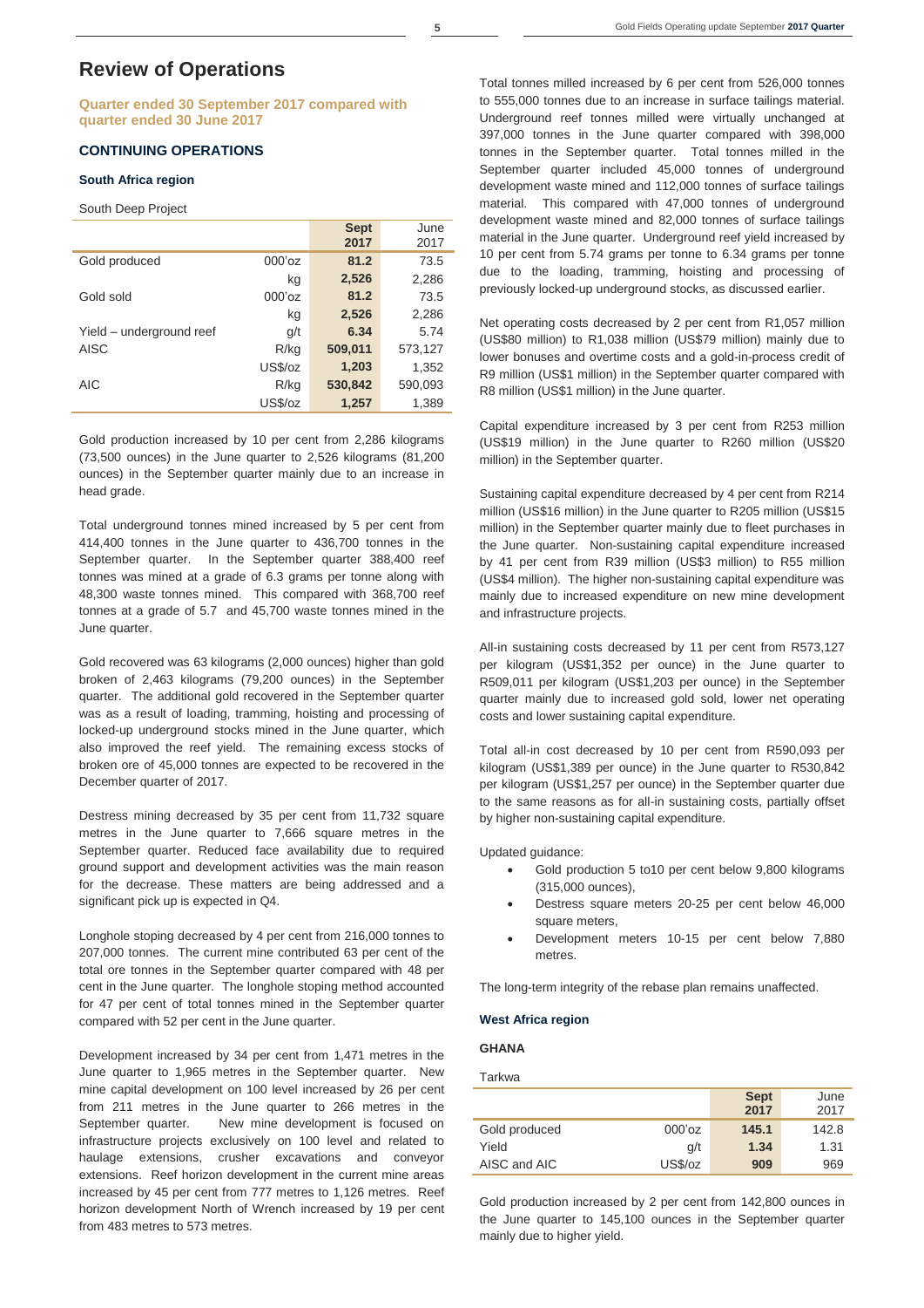## Review of Operations

### Quarter ended 30 September 2017 compared with quarter ended 30 June 2017

### CONTINUING OPERATIONS

#### South Africa region

South Deep Project

| | | **Sept 2017** | June 2017 |
|---|---|---|---|
| Gold produced | 000'oz | **81.2** | 73.5 |
| | kg | **2,526** | 2,286 |
| Gold sold | 000'oz | **81.2** | 73.5 |
| | kg | **2,526** | 2,286 |
| Yield – underground reef | g/t | **6.34** | 5.74 |
| AISC | R/kg | **509,011** | 573,127 |
| | US$/oz | **1,203** | 1,352 |
| AIC | R/kg | **530,842** | 590,093 |
| | US$/oz | **1,257** | 1,389 |

Gold production increased by 10 per cent from 2,286 kilograms (73,500 ounces) in the June quarter to 2,526 kilograms (81,200 ounces) in the September quarter mainly due to an increase in head grade.

Total underground tonnes mined increased by 5 per cent from 414,400 tonnes in the June quarter to 436,700 tonnes in the September quarter. In the September quarter 388,400 reef tonnes was mined at a grade of 6.3 grams per tonne along with 48,300 waste tonnes mined. This compared with 368,700 reef tonnes at a grade of 5.7 and 45,700 waste tonnes mined in the June quarter.

Gold recovered was 63 kilograms (2,000 ounces) higher than gold broken of 2,463 kilograms (79,200 ounces) in the September quarter. The additional gold recovered in the September quarter was as a result of loading, tramming, hoisting and processing of locked-up underground stocks mined in the June quarter, which also improved the reef yield. The remaining excess stocks of broken ore of 45,000 tonnes are expected to be recovered in the December quarter of 2017.

Destress mining decreased by 35 per cent from 11,732 square metres in the June quarter to 7,666 square metres in the September quarter. Reduced face availability due to required ground support and development activities was the main reason for the decrease. These matters are being addressed and a significant pick up is expected in Q4.

Longhole stoping decreased by 4 per cent from 216,000 tonnes to 207,000 tonnes. The current mine contributed 63 per cent of the total ore tonnes in the September quarter compared with 48 per cent in the June quarter. The longhole stoping method accounted for 47 per cent of total tonnes mined in the September quarter compared with 52 per cent in the June quarter.

Development increased by 34 per cent from 1,471 metres in the June quarter to 1,965 metres in the September quarter. New mine capital development on 100 level increased by 26 per cent from 211 metres in the June quarter to 266 metres in the September quarter. New mine development is focused on infrastructure projects exclusively on 100 level and related to haulage extensions, crusher excavations and conveyor extensions. Reef horizon development in the current mine areas increased by 45 per cent from 777 metres to 1,126 metres. Reef horizon development North of Wrench increased by 19 per cent from 483 metres to 573 metres.

Total tonnes milled increased by 6 per cent from 526,000 tonnes to 555,000 tonnes due to an increase in surface tailings material. Underground reef tonnes milled were virtually unchanged at 397,000 tonnes in the June quarter compared with 398,000 tonnes in the September quarter. Total tonnes milled in the September quarter included 45,000 tonnes of underground development waste mined and 112,000 tonnes of surface tailings material. This compared with 47,000 tonnes of underground development waste mined and 82,000 tonnes of surface tailings material in the June quarter. Underground reef yield increased by 10 per cent from 5.74 grams per tonne to 6.34 grams per tonne due to the loading, tramming, hoisting and processing of previously locked-up underground stocks, as discussed earlier.

Net operating costs decreased by 2 per cent from R1,057 million (US$80 million) to R1,038 million (US$79 million) mainly due to lower bonuses and overtime costs and a gold-in-process credit of R9 million (US$1 million) in the September quarter compared with R8 million (US$1 million) in the June quarter.

Capital expenditure increased by 3 per cent from R253 million (US$19 million) in the June quarter to R260 million (US$20 million) in the September quarter.

Sustaining capital expenditure decreased by 4 per cent from R214 million (US$16 million) in the June quarter to R205 million (US$15 million) in the September quarter mainly due to fleet purchases in the June quarter. Non-sustaining capital expenditure increased by 41 per cent from R39 million (US$3 million) to R55 million (US$4 million). The higher non-sustaining capital expenditure was mainly due to increased expenditure on new mine development and infrastructure projects.

All-in sustaining costs decreased by 11 per cent from R573,127 per kilogram (US$1,352 per ounce) in the June quarter to R509,011 per kilogram (US$1,203 per ounce) in the September quarter mainly due to increased gold sold, lower net operating costs and lower sustaining capital expenditure.

Total all-in cost decreased by 10 per cent from R590,093 per kilogram (US$1,389 per ounce) in the June quarter to R530,842 per kilogram (US$1,257 per ounce) in the September quarter due to the same reasons as for all-in sustaining costs, partially offset by higher non-sustaining capital expenditure.

Updated guidance:

- Gold production 5 to10 per cent below 9,800 kilograms (315,000 ounces),
- Destress square meters 20-25 per cent below 46,000 square meters,
- Development meters 10-15 per cent below 7,880 metres.

The long-term integrity of the rebase plan remains unaffected.

#### West Africa region

#### GHANA

Tarkwa

| | | **Sept 2017** | June 2017 |
|---|---|---|---|
| Gold produced | 000'oz | **145.1** | 142.8 |
| Yield | g/t | **1.34** | 1.31 |
| AISC and AIC | US$/oz | **909** | 969 |

Gold production increased by 2 per cent from 142,800 ounces in the June quarter to 145,100 ounces in the September quarter mainly due to higher yield.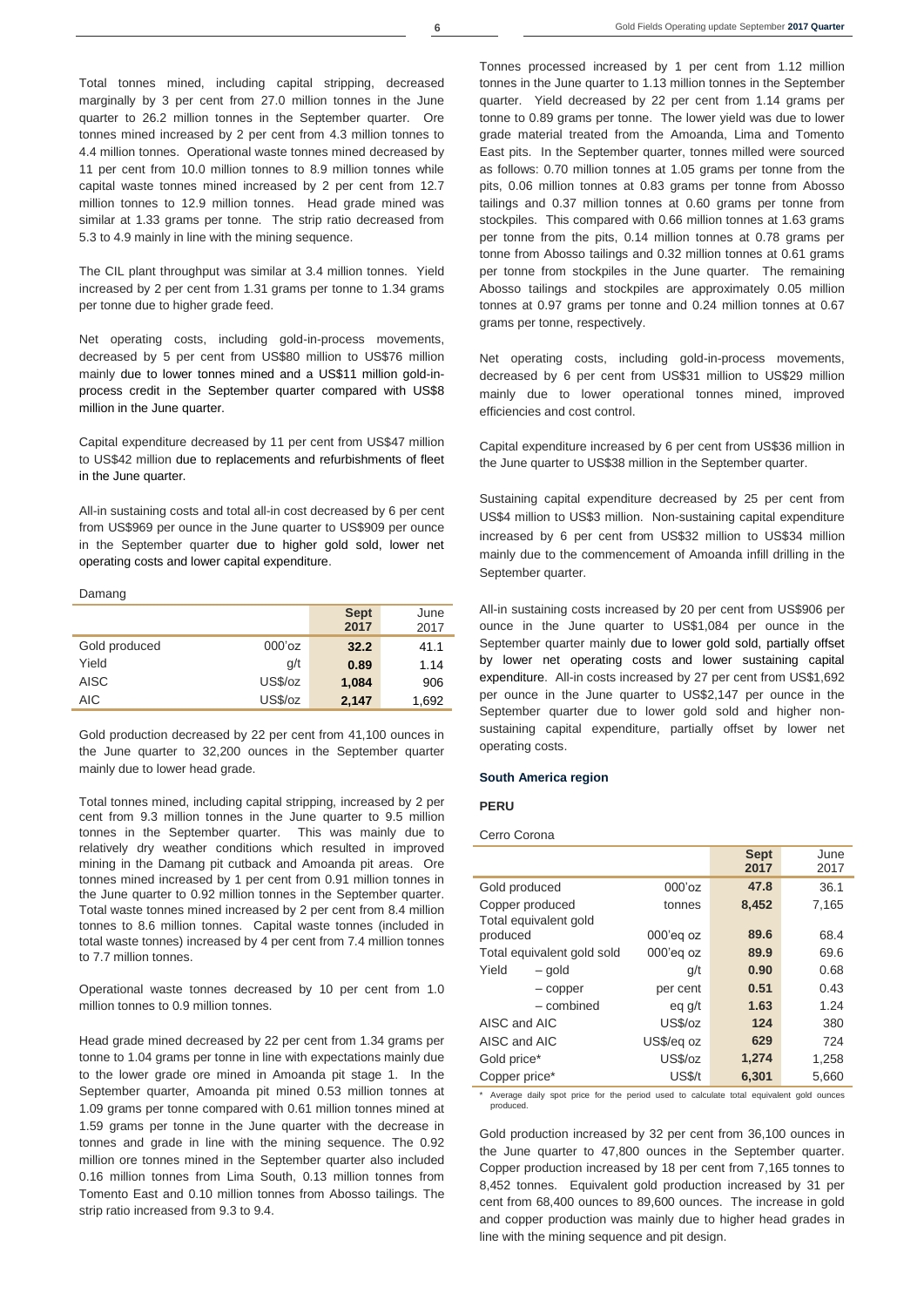Total tonnes mined, including capital stripping, decreased marginally by 3 per cent from 27.0 million tonnes in the June quarter to 26.2 million tonnes in the September quarter. Ore tonnes mined increased by 2 per cent from 4.3 million tonnes to 4.4 million tonnes. Operational waste tonnes mined decreased by 11 per cent from 10.0 million tonnes to 8.9 million tonnes while capital waste tonnes mined increased by 2 per cent from 12.7 million tonnes to 12.9 million tonnes. Head grade mined was similar at 1.33 grams per tonne. The strip ratio decreased from 5.3 to 4.9 mainly in line with the mining sequence.

The CIL plant throughput was similar at 3.4 million tonnes. Yield increased by 2 per cent from 1.31 grams per tonne to 1.34 grams per tonne due to higher grade feed.

Net operating costs, including gold-in-process movements, decreased by 5 per cent from US$80 million to US$76 million mainly due to lower tonnes mined and a US$11 million gold-in-process credit in the September quarter compared with US$8 million in the June quarter.

Capital expenditure decreased by 11 per cent from US$47 million to US$42 million due to replacements and refurbishments of fleet in the June quarter.

All-in sustaining costs and total all-in cost decreased by 6 per cent from US$969 per ounce in the June quarter to US$909 per ounce in the September quarter due to higher gold sold, lower net operating costs and lower capital expenditure.

Damang

| | | **Sept 2017** | June 2017 |
|---|---|---|---|
| Gold produced | 000'oz | **32.2** | 41.1 |
| Yield | g/t | **0.89** | 1.14 |
| AISC | US$/oz | **1,084** | 906 |
| AIC | US$/oz | **2,147** | 1,692 |

Gold production decreased by 22 per cent from 41,100 ounces in the June quarter to 32,200 ounces in the September quarter mainly due to lower head grade.

Total tonnes mined, including capital stripping, increased by 2 per cent from 9.3 million tonnes in the June quarter to 9.5 million tonnes in the September quarter. This was mainly due to relatively dry weather conditions which resulted in improved mining in the Damang pit cutback and Amoanda pit areas. Ore tonnes mined increased by 1 per cent from 0.91 million tonnes in the June quarter to 0.92 million tonnes in the September quarter. Total waste tonnes mined increased by 2 per cent from 8.4 million tonnes to 8.6 million tonnes. Capital waste tonnes (included in total waste tonnes) increased by 4 per cent from 7.4 million tonnes to 7.7 million tonnes.

Operational waste tonnes decreased by 10 per cent from 1.0 million tonnes to 0.9 million tonnes.

Head grade mined decreased by 22 per cent from 1.34 grams per tonne to 1.04 grams per tonne in line with expectations mainly due to the lower grade ore mined in Amoanda pit stage 1. In the September quarter, Amoanda pit mined 0.53 million tonnes at 1.09 grams per tonne compared with 0.61 million tonnes mined at 1.59 grams per tonne in the June quarter with the decrease in tonnes and grade in line with the mining sequence. The 0.92 million ore tonnes mined in the September quarter also included 0.16 million tonnes from Lima South, 0.13 million tonnes from Tomento East and 0.10 million tonnes from Abosso tailings. The strip ratio increased from 9.3 to 9.4.

Tonnes processed increased by 1 per cent from 1.12 million tonnes in the June quarter to 1.13 million tonnes in the September quarter. Yield decreased by 22 per cent from 1.14 grams per tonne to 0.89 grams per tonne. The lower yield was due to lower grade material treated from the Amoanda, Lima and Tomento East pits. In the September quarter, tonnes milled were sourced as follows: 0.70 million tonnes at 1.05 grams per tonne from the pits, 0.06 million tonnes at 0.83 grams per tonne from Abosso tailings and 0.37 million tonnes at 0.60 grams per tonne from stockpiles. This compared with 0.66 million tonnes at 1.63 grams per tonne from the pits, 0.14 million tonnes at 0.78 grams per tonne from Abosso tailings and 0.32 million tonnes at 0.61 grams per tonne from stockpiles in the June quarter. The remaining Abosso tailings and stockpiles are approximately 0.05 million tonnes at 0.97 grams per tonne and 0.24 million tonnes at 0.67 grams per tonne, respectively.

Net operating costs, including gold-in-process movements, decreased by 6 per cent from US$31 million to US$29 million mainly due to lower operational tonnes mined, improved efficiencies and cost control.

Capital expenditure increased by 6 per cent from US$36 million in the June quarter to US$38 million in the September quarter.

Sustaining capital expenditure decreased by 25 per cent from US$4 million to US$3 million. Non-sustaining capital expenditure increased by 6 per cent from US$32 million to US$34 million mainly due to the commencement of Amoanda infill drilling in the September quarter.

All-in sustaining costs increased by 20 per cent from US$906 per ounce in the June quarter to US$1,084 per ounce in the September quarter mainly due to lower gold sold, partially offset by lower net operating costs and lower sustaining capital expenditure. All-in costs increased by 27 per cent from US$1,692 per ounce in the June quarter to US$2,147 per ounce in the September quarter due to lower gold sold and higher non-sustaining capital expenditure, partially offset by lower net operating costs.

### South America region

#### PERU

Cerro Corona

| | | | **Sept 2017** | June 2017 |
|---|---|---|---|---|
| Gold produced | | 000'oz | **47.8** | 36.1 |
| Copper produced | | tonnes | **8,452** | 7,165 |
| Total equivalent gold produced | | 000'eq oz | **89.6** | 68.4 |
| Total equivalent gold sold | | 000'eq oz | **89.9** | 69.6 |
| Yield | – gold | g/t | **0.90** | 0.68 |
| | – copper | per cent | **0.51** | 0.43 |
| | – combined | eq g/t | **1.63** | 1.24 |
| AISC and AIC | | US$/oz | **124** | 380 |
| AISC and AIC | | US$/eq oz | **629** | 724 |
| Gold price* | | US$/oz | **1,274** | 1,258 |
| Copper price* | | US$/t | **6,301** | 5,660 |

\* Average daily spot price for the period used to calculate total equivalent gold ounces produced.

Gold production increased by 32 per cent from 36,100 ounces in the June quarter to 47,800 ounces in the September quarter. Copper production increased by 18 per cent from 7,165 tonnes to 8,452 tonnes. Equivalent gold production increased by 31 per cent from 68,400 ounces to 89,600 ounces. The increase in gold and copper production was mainly due to higher head grades in line with the mining sequence and pit design.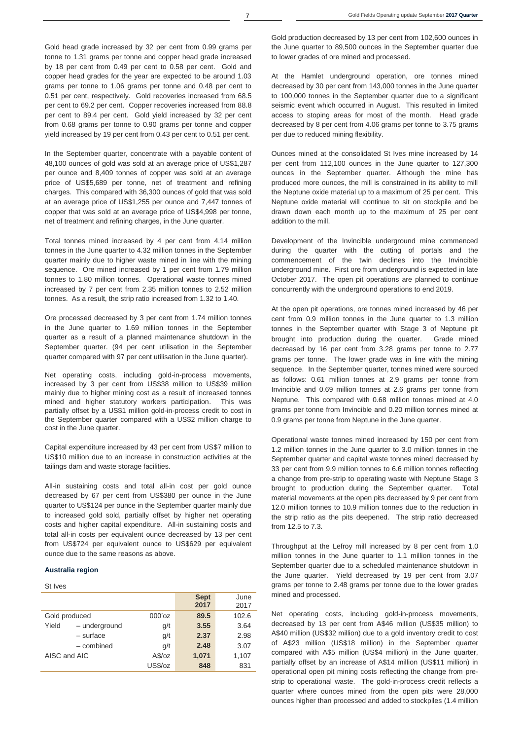Gold head grade increased by 32 per cent from 0.99 grams per tonne to 1.31 grams per tonne and copper head grade increased by 18 per cent from 0.49 per cent to 0.58 per cent. Gold and copper head grades for the year are expected to be around 1.03 grams per tonne to 1.06 grams per tonne and 0.48 per cent to 0.51 per cent, respectively. Gold recoveries increased from 68.5 per cent to 69.2 per cent. Copper recoveries increased from 88.8 per cent to 89.4 per cent. Gold yield increased by 32 per cent from 0.68 grams per tonne to 0.90 grams per tonne and copper yield increased by 19 per cent from 0.43 per cent to 0.51 per cent.

In the September quarter, concentrate with a payable content of 48,100 ounces of gold was sold at an average price of US$1,287 per ounce and 8,409 tonnes of copper was sold at an average price of US$5,689 per tonne, net of treatment and refining charges. This compared with 36,300 ounces of gold that was sold at an average price of US$1,255 per ounce and 7,447 tonnes of copper that was sold at an average price of US$4,998 per tonne, net of treatment and refining charges, in the June quarter.

Total tonnes mined increased by 4 per cent from 4.14 million tonnes in the June quarter to 4.32 million tonnes in the September quarter mainly due to higher waste mined in line with the mining sequence. Ore mined increased by 1 per cent from 1.79 million tonnes to 1.80 million tonnes. Operational waste tonnes mined increased by 7 per cent from 2.35 million tonnes to 2.52 million tonnes. As a result, the strip ratio increased from 1.32 to 1.40.

Ore processed decreased by 3 per cent from 1.74 million tonnes in the June quarter to 1.69 million tonnes in the September quarter as a result of a planned maintenance shutdown in the September quarter. (94 per cent utilisation in the September quarter compared with 97 per cent utilisation in the June quarter).

Net operating costs, including gold-in-process movements, increased by 3 per cent from US$38 million to US$39 million mainly due to higher mining cost as a result of increased tonnes mined and higher statutory workers participation. This was partially offset by a US$1 million gold-in-process credit to cost in the September quarter compared with a US$2 million charge to cost in the June quarter.

Capital expenditure increased by 43 per cent from US$7 million to US$10 million due to an increase in construction activities at the tailings dam and waste storage facilities.

All-in sustaining costs and total all-in cost per gold ounce decreased by 67 per cent from US$380 per ounce in the June quarter to US$124 per ounce in the September quarter mainly due to increased gold sold, partially offset by higher net operating costs and higher capital expenditure. All-in sustaining costs and total all-in costs per equivalent ounce decreased by 13 per cent from US$724 per equivalent ounce to US$629 per equivalent ounce due to the same reasons as above.

### Australia region

St Ives

| | | | **Sept 2017** | June 2017 |
|---|---|---|---|---|
| Gold produced | | 000'oz | **89.5** | 102.6 |
| Yield | – underground | g/t | **3.55** | 3.64 |
| | – surface | g/t | **2.37** | 2.98 |
| | – combined | g/t | **2.48** | 3.07 |
| AISC and AIC | | A$/oz | **1,071** | 1,107 |
| | | US$/oz | **848** | 831 |

Gold production decreased by 13 per cent from 102,600 ounces in the June quarter to 89,500 ounces in the September quarter due to lower grades of ore mined and processed.

At the Hamlet underground operation, ore tonnes mined decreased by 30 per cent from 143,000 tonnes in the June quarter to 100,000 tonnes in the September quarter due to a significant seismic event which occurred in August. This resulted in limited access to stoping areas for most of the month. Head grade decreased by 8 per cent from 4.06 grams per tonne to 3.75 grams per due to reduced mining flexibility.

Ounces mined at the consolidated St Ives mine increased by 14 per cent from 112,100 ounces in the June quarter to 127,300 ounces in the September quarter. Although the mine has produced more ounces, the mill is constrained in its ability to mill the Neptune oxide material up to a maximum of 25 per cent. This Neptune oxide material will continue to sit on stockpile and be drawn down each month up to the maximum of 25 per cent addition to the mill.

Development of the Invincible underground mine commenced during the quarter with the cutting of portals and the commencement of the twin declines into the Invincible underground mine. First ore from underground is expected in late October 2017. The open pit operations are planned to continue concurrently with the underground operations to end 2019.

At the open pit operations, ore tonnes mined increased by 46 per cent from 0.9 million tonnes in the June quarter to 1.3 million tonnes in the September quarter with Stage 3 of Neptune pit brought into production during the quarter. Grade mined decreased by 16 per cent from 3.28 grams per tonne to 2.77 grams per tonne. The lower grade was in line with the mining sequence. In the September quarter, tonnes mined were sourced as follows: 0.61 million tonnes at 2.9 grams per tonne from Invincible and 0.69 million tonnes at 2.6 grams per tonne from Neptune. This compared with 0.68 million tonnes mined at 4.0 grams per tonne from Invincible and 0.20 million tonnes mined at 0.9 grams per tonne from Neptune in the June quarter.

Operational waste tonnes mined increased by 150 per cent from 1.2 million tonnes in the June quarter to 3.0 million tonnes in the September quarter and capital waste tonnes mined decreased by 33 per cent from 9.9 million tonnes to 6.6 million tonnes reflecting a change from pre-strip to operating waste with Neptune Stage 3 brought to production during the September quarter. Total material movements at the open pits decreased by 9 per cent from 12.0 million tonnes to 10.9 million tonnes due to the reduction in the strip ratio as the pits deepened. The strip ratio decreased from 12.5 to 7.3.

Throughput at the Lefroy mill increased by 8 per cent from 1.0 million tonnes in the June quarter to 1.1 million tonnes in the September quarter due to a scheduled maintenance shutdown in the June quarter. Yield decreased by 19 per cent from 3.07 grams per tonne to 2.48 grams per tonne due to the lower grades mined and processed.

Net operating costs, including gold-in-process movements, decreased by 13 per cent from A$46 million (US$35 million) to A$40 million (US$32 million) due to a gold inventory credit to cost of A$23 million (US$18 million) in the September quarter compared with A$5 million (US$4 million) in the June quarter, partially offset by an increase of A$14 million (US$11 million) in operational open pit mining costs reflecting the change from pre-strip to operational waste. The gold-in-process credit reflects a quarter where ounces mined from the open pits were 28,000 ounces higher than processed and added to stockpiles (1.4 million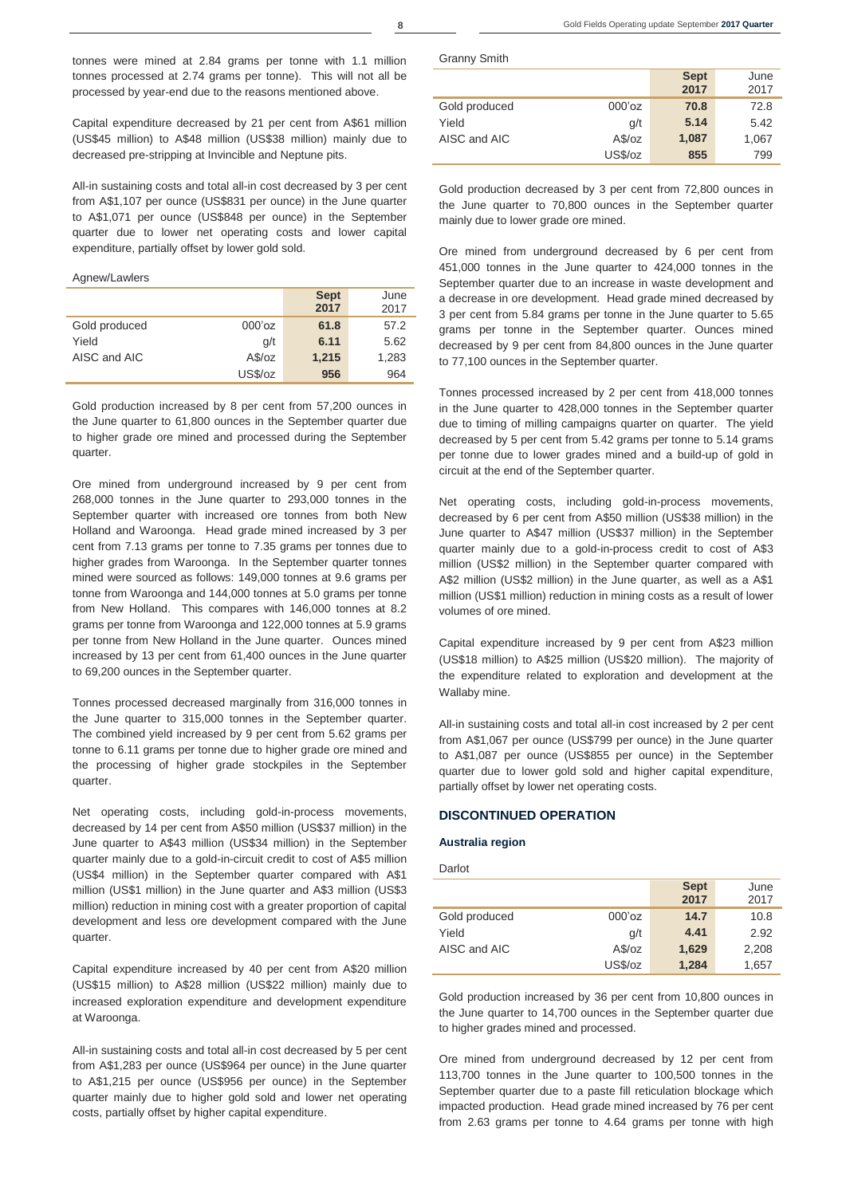tonnes were mined at 2.84 grams per tonne with 1.1 million tonnes processed at 2.74 grams per tonne). This will not all be processed by year-end due to the reasons mentioned above.

Capital expenditure decreased by 21 per cent from A$61 million (US$45 million) to A$48 million (US$38 million) mainly due to decreased pre-stripping at Invincible and Neptune pits.

All-in sustaining costs and total all-in cost decreased by 3 per cent from A$1,107 per ounce (US$831 per ounce) in the June quarter to A$1,071 per ounce (US$848 per ounce) in the September quarter due to lower net operating costs and lower capital expenditure, partially offset by lower gold sold.

Agnew/Lawlers

| | | **Sept 2017** | June 2017 |
|---|---|---|---|
| Gold produced | 000'oz | **61.8** | 57.2 |
| Yield | g/t | **6.11** | 5.62 |
| AISC and AIC | A$/oz | **1,215** | 1,283 |
| | US$/oz | **956** | 964 |

Gold production increased by 8 per cent from 57,200 ounces in the June quarter to 61,800 ounces in the September quarter due to higher grade ore mined and processed during the September quarter.

Ore mined from underground increased by 9 per cent from 268,000 tonnes in the June quarter to 293,000 tonnes in the September quarter with increased ore tonnes from both New Holland and Waroonga. Head grade mined increased by 3 per cent from 7.13 grams per tonne to 7.35 grams per tonnes due to higher grades from Waroonga. In the September quarter tonnes mined were sourced as follows: 149,000 tonnes at 9.6 grams per tonne from Waroonga and 144,000 tonnes at 5.0 grams per tonne from New Holland. This compares with 146,000 tonnes at 8.2 grams per tonne from Waroonga and 122,000 tonnes at 5.9 grams per tonne from New Holland in the June quarter. Ounces mined increased by 13 per cent from 61,400 ounces in the June quarter to 69,200 ounces in the September quarter.

Tonnes processed decreased marginally from 316,000 tonnes in the June quarter to 315,000 tonnes in the September quarter. The combined yield increased by 9 per cent from 5.62 grams per tonne to 6.11 grams per tonne due to higher grade ore mined and the processing of higher grade stockpiles in the September quarter.

Net operating costs, including gold-in-process movements, decreased by 14 per cent from A$50 million (US$37 million) in the June quarter to A$43 million (US$34 million) in the September quarter mainly due to a gold-in-circuit credit to cost of A$5 million (US$4 million) in the September quarter compared with A$1 million (US$1 million) in the June quarter and A$3 million (US$3 million) reduction in mining cost with a greater proportion of capital development and less ore development compared with the June quarter.

Capital expenditure increased by 40 per cent from A$20 million (US$15 million) to A$28 million (US$22 million) mainly due to increased exploration expenditure and development expenditure at Waroonga.

All-in sustaining costs and total all-in cost decreased by 5 per cent from A$1,283 per ounce (US$964 per ounce) in the June quarter to A$1,215 per ounce (US$956 per ounce) in the September quarter mainly due to higher gold sold and lower net operating costs, partially offset by higher capital expenditure.

Granny Smith

| | | **Sept 2017** | June 2017 |
|---|---|---|---|
| Gold produced | 000'oz | **70.8** | 72.8 |
| Yield | g/t | **5.14** | 5.42 |
| AISC and AIC | A$/oz | **1,087** | 1,067 |
| | US$/oz | **855** | 799 |

Gold production decreased by 3 per cent from 72,800 ounces in the June quarter to 70,800 ounces in the September quarter mainly due to lower grade ore mined.

Ore mined from underground decreased by 6 per cent from 451,000 tonnes in the June quarter to 424,000 tonnes in the September quarter due to an increase in waste development and a decrease in ore development. Head grade mined decreased by 3 per cent from 5.84 grams per tonne in the June quarter to 5.65 grams per tonne in the September quarter. Ounces mined decreased by 9 per cent from 84,800 ounces in the June quarter to 77,100 ounces in the September quarter.

Tonnes processed increased by 2 per cent from 418,000 tonnes in the June quarter to 428,000 tonnes in the September quarter due to timing of milling campaigns quarter on quarter. The yield decreased by 5 per cent from 5.42 grams per tonne to 5.14 grams per tonne due to lower grades mined and a build-up of gold in circuit at the end of the September quarter.

Net operating costs, including gold-in-process movements, decreased by 6 per cent from A$50 million (US$38 million) in the June quarter to A$47 million (US$37 million) in the September quarter mainly due to a gold-in-process credit to cost of A$3 million (US$2 million) in the September quarter compared with A$2 million (US$2 million) in the June quarter, as well as a A$1 million (US$1 million) reduction in mining costs as a result of lower volumes of ore mined.

Capital expenditure increased by 9 per cent from A$23 million (US$18 million) to A$25 million (US$20 million). The majority of the expenditure related to exploration and development at the Wallaby mine.

All-in sustaining costs and total all-in cost increased by 2 per cent from A$1,067 per ounce (US$799 per ounce) in the June quarter to A$1,087 per ounce (US$855 per ounce) in the September quarter due to lower gold sold and higher capital expenditure, partially offset by lower net operating costs.

## DISCONTINUED OPERATION

### Australia region

Darlot

| | | **Sept 2017** | June 2017 |
|---|---|---|---|
| Gold produced | 000'oz | **14.7** | 10.8 |
| Yield | g/t | **4.41** | 2.92 |
| AISC and AIC | A$/oz | **1,629** | 2,208 |
| | US$/oz | **1,284** | 1,657 |

Gold production increased by 36 per cent from 10,800 ounces in the June quarter to 14,700 ounces in the September quarter due to higher grades mined and processed.

Ore mined from underground decreased by 12 per cent from 113,700 tonnes in the June quarter to 100,500 tonnes in the September quarter due to a paste fill reticulation blockage which impacted production. Head grade mined increased by 76 per cent from 2.63 grams per tonne to 4.64 grams per tonne with high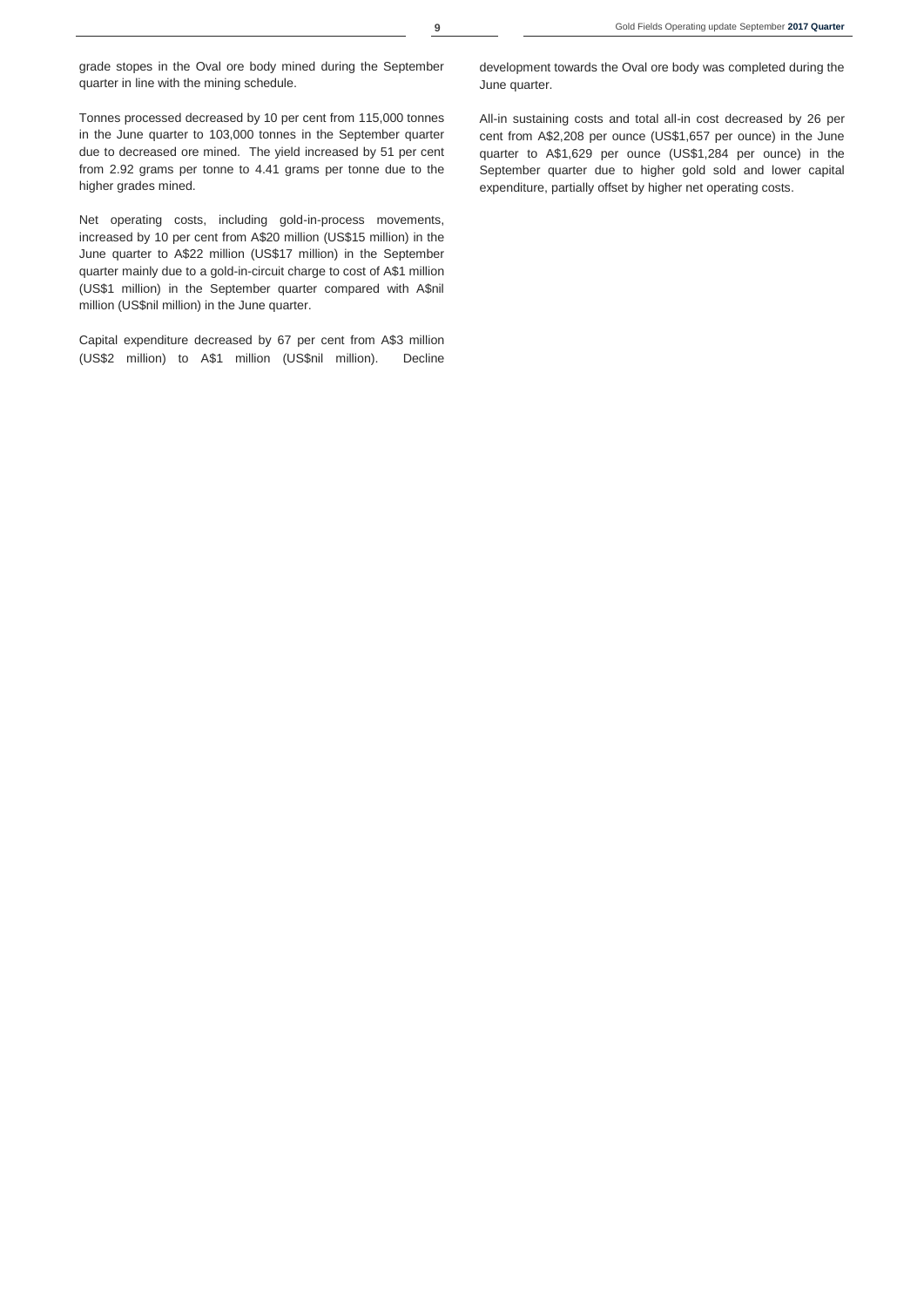grade stopes in the Oval ore body mined during the September quarter in line with the mining schedule.

Tonnes processed decreased by 10 per cent from 115,000 tonnes in the June quarter to 103,000 tonnes in the September quarter due to decreased ore mined. The yield increased by 51 per cent from 2.92 grams per tonne to 4.41 grams per tonne due to the higher grades mined.

Net operating costs, including gold-in-process movements, increased by 10 per cent from A$20 million (US$15 million) in the June quarter to A$22 million (US$17 million) in the September quarter mainly due to a gold-in-circuit charge to cost of A$1 million (US$1 million) in the September quarter compared with A$nil million (US$nil million) in the June quarter.

Capital expenditure decreased by 67 per cent from A$3 million (US$2 million) to A$1 million (US$nil million). Decline development towards the Oval ore body was completed during the June quarter.

All-in sustaining costs and total all-in cost decreased by 26 per cent from A$2,208 per ounce (US$1,657 per ounce) in the June quarter to A$1,629 per ounce (US$1,284 per ounce) in the September quarter due to higher gold sold and lower capital expenditure, partially offset by higher net operating costs.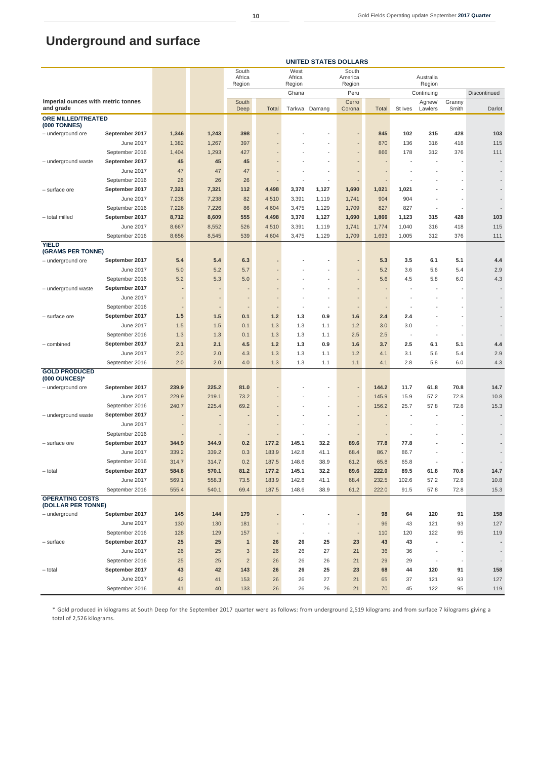# Underground and surface

| Imperial ounces with metric tonnes and grade | | | | South Africa Region | West Africa Region | | | South America Region | Australia Region | | | | |
|---|---|---|---|---|---|---|---|---|---|---|---|---|---|
| | | | | | | Ghana | | Peru | | Continuing | | | Discontinued |
| | | | | South Deep | Total | Tarkwa | Damang | Cerro Corona | Total | St Ives | Agnew/ Lawlers | Granny Smith | Darlot |
| **ORE MILLED/TREATED (000 TONNES)** | | | | | | | | | | | | | |
| – underground ore | **September 2017** | **1,346** | **1,243** | **398** | **-** | **-** | **-** | **-** | **845** | **102** | **315** | **428** | **103** |
| | June 2017 | 1,382 | 1,267 | 397 | - | - | - | - | 870 | 136 | 316 | 418 | 115 |
| | September 2016 | 1,404 | 1,293 | 427 | - | - | - | - | 866 | 178 | 312 | 376 | 111 |
| – underground waste | **September 2017** | **45** | **45** | **45** | **-** | **-** | **-** | **-** | **-** | **-** | **-** | **-** | **-** |
| | June 2017 | 47 | 47 | 47 | - | - | - | - | - | - | - | - | - |
| | September 2016 | 26 | 26 | 26 | - | - | - | - | - | - | - | - | - |
| – surface ore | **September 2017** | **7,321** | **7,321** | **112** | **4,498** | **3,370** | **1,127** | **1,690** | **1,021** | **1,021** | **-** | **-** | **-** |
| | June 2017 | 7,238 | 7,238 | 82 | 4,510 | 3,391 | 1,119 | 1,741 | 904 | 904 | - | - | - |
| | September 2016 | 7,226 | 7,226 | 86 | 4,604 | 3,475 | 1,129 | 1,709 | 827 | 827 | - | - | - |
| – total milled | **September 2017** | **8,712** | **8,609** | **555** | **4,498** | **3,370** | **1,127** | **1,690** | **1,866** | **1,123** | **315** | **428** | **103** |
| | June 2017 | 8,667 | 8,552 | 526 | 4,510 | 3,391 | 1,119 | 1,741 | 1,774 | 1,040 | 316 | 418 | 115 |
| | September 2016 | 8,656 | 8,545 | 539 | 4,604 | 3,475 | 1,129 | 1,709 | 1,693 | 1,005 | 312 | 376 | 111 |
| **YIELD (GRAMS PER TONNE)** | | | | | | | | | | | | | |
| – underground ore | **September 2017** | **5.4** | **5.4** | **6.3** | **-** | **-** | **-** | **-** | **5.3** | **3.5** | **6.1** | **5.1** | **4.4** |
| | June 2017 | 5.0 | 5.2 | 5.7 | - | - | - | - | 5.2 | 3.6 | 5.6 | 5.4 | 2.9 |
| | September 2016 | 5.2 | 5.3 | 5.0 | - | - | - | - | 5.6 | 4.5 | 5.8 | 6.0 | 4.3 |
| – underground waste | **September 2017** | **-** | **-** | **-** | **-** | **-** | **-** | **-** | **-** | **-** | **-** | **-** | **-** |
| | June 2017 | - | - | - | - | - | - | - | - | - | - | - | - |
| | September 2016 | - | - | - | - | - | - | - | - | - | - | - | - |
| – surface ore | **September 2017** | **1.5** | **1.5** | **0.1** | **1.2** | **1.3** | **0.9** | **1.6** | **2.4** | **2.4** | **-** | **-** | **-** |
| | June 2017 | 1.5 | 1.5 | 0.1 | 1.3 | 1.3 | 1.1 | 1.2 | 3.0 | 3.0 | - | - | - |
| | September 2016 | 1.3 | 1.3 | 0.1 | 1.3 | 1.3 | 1.1 | 2.5 | 2.5 | - | - | - | - |
| – combined | **September 2017** | **2.1** | **2.1** | **4.5** | **1.2** | **1.3** | **0.9** | **1.6** | **3.7** | **2.5** | **6.1** | **5.1** | **4.4** |
| | June 2017 | 2.0 | 2.0 | 4.3 | 1.3 | 1.3 | 1.1 | 1.2 | 4.1 | 3.1 | 5.6 | 5.4 | 2.9 |
| | September 2016 | 2.0 | 2.0 | 4.0 | 1.3 | 1.3 | 1.1 | 1.1 | 4.1 | 2.8 | 5.8 | 6.0 | 4.3 |
| **GOLD PRODUCED (000 OUNCES)*** | | | | | | | | | | | | | |
| – underground ore | **September 2017** | **239.9** | **225.2** | **81.0** | **-** | **-** | **-** | **-** | **144.2** | **11.7** | **61.8** | **70.8** | **14.7** |
| | June 2017 | 229.9 | 219.1 | 73.2 | - | - | - | - | 145.9 | 15.9 | 57.2 | 72.8 | 10.8 |
| | September 2016 | 240.7 | 225.4 | 69.2 | - | - | - | - | 156.2 | 25.7 | 57.8 | 72.8 | 15.3 |
| – underground waste | **September 2017** | **-** | **-** | **-** | **-** | **-** | **-** | **-** | **-** | **-** | **-** | **-** | **-** |
| | June 2017 | - | - | - | - | - | - | - | - | - | - | - | - |
| | September 2016 | - | - | - | - | - | - | - | - | - | - | - | - |
| – surface ore | **September 2017** | **344.9** | **344.9** | **0.2** | **177.2** | **145.1** | **32.2** | **89.6** | **77.8** | **77.8** | **-** | **-** | **-** |
| | June 2017 | 339.2 | 339.2 | 0.3 | 183.9 | 142.8 | 41.1 | 68.4 | 86.7 | 86.7 | - | - | - |
| | September 2016 | 314.7 | 314.7 | 0.2 | 187.5 | 148.6 | 38.9 | 61.2 | 65.8 | 65.8 | - | - | - |
| – total | **September 2017** | **584.8** | **570.1** | **81.2** | **177.2** | **145.1** | **32.2** | **89.6** | **222.0** | **89.5** | **61.8** | **70.8** | **14.7** |
| | June 2017 | 569.1 | 558.3 | 73.5 | 183.9 | 142.8 | 41.1 | 68.4 | 232.5 | 102.6 | 57.2 | 72.8 | 10.8 |
| | September 2016 | 555.4 | 540.1 | 69.4 | 187.5 | 148.6 | 38.9 | 61.2 | 222.0 | 91.5 | 57.8 | 72.8 | 15.3 |
| **OPERATING COSTS (DOLLAR PER TONNE)** | | | | | | | | | | | | | |
| – underground | **September 2017** | **145** | **144** | **179** | **-** | **-** | **-** | **-** | **98** | **64** | **120** | **91** | **158** |
| | June 2017 | 130 | 130 | 181 | - | - | - | - | 96 | 43 | 121 | 93 | 127 |
| | September 2016 | 128 | 129 | 157 | - | - | - | - | 110 | 120 | 122 | 95 | 119 |
| – surface | **September 2017** | **25** | **25** | **1** | **26** | **26** | **25** | **23** | **43** | **43** | **-** | **-** | **-** |
| | June 2017 | 26 | 25 | 3 | 26 | 26 | 27 | 21 | 36 | 36 | - | - | - |
| | September 2016 | 25 | 25 | 2 | 26 | 26 | 26 | 21 | 29 | 29 | - | - | - |
| – total | **September 2017** | **43** | **42** | **143** | **26** | **26** | **25** | **23** | **68** | **44** | **120** | **91** | **158** |
| | June 2017 | 42 | 41 | 153 | 26 | 26 | 27 | 21 | 65 | 37 | 121 | 93 | 127 |
| | September 2016 | 41 | 40 | 133 | 26 | 26 | 26 | 21 | 70 | 45 | 122 | 95 | 119 |

UNITED STATES DOLLARS

* Gold produced in kilograms at South Deep for the September 2017 quarter were as follows: from underground 2,519 kilograms and from surface 7 kilograms giving a total of 2,526 kilograms.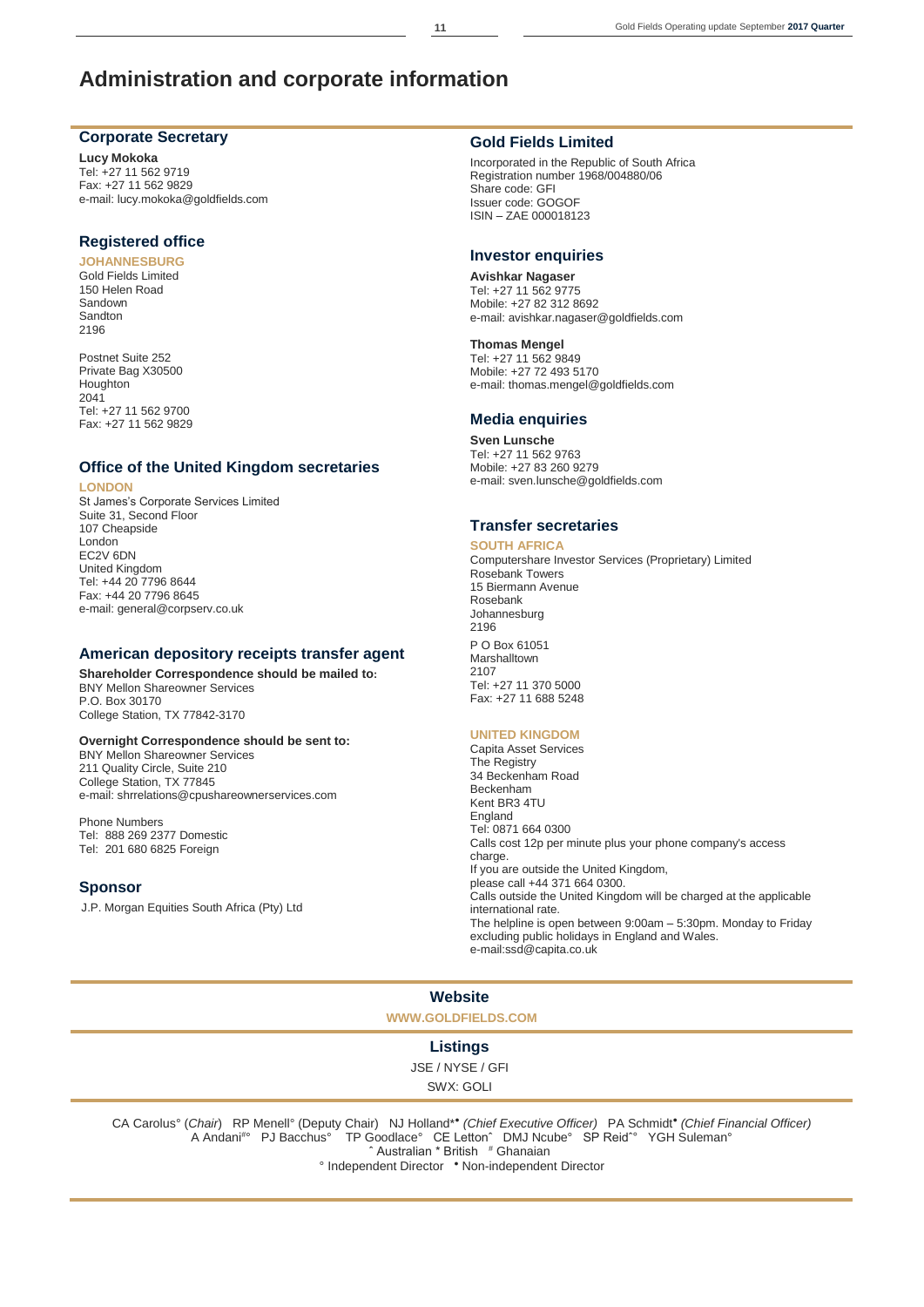# Administration and corporate information

## Corporate Secretary

**Lucy Mokoka**
Tel: +27 11 562 9719
Fax: +27 11 562 9829
e-mail: lucy.mokoka@goldfields.com

## Registered office

**JOHANNESBURG**

Gold Fields Limited
150 Helen Road
Sandown
Sandton
2196

Postnet Suite 252
Private Bag X30500
Houghton
2041
Tel: +27 11 562 9700
Fax: +27 11 562 9829

## Office of the United Kingdom secretaries

**LONDON**

St James's Corporate Services Limited
Suite 31, Second Floor
107 Cheapside
London
EC2V 6DN
United Kingdom
Tel: +44 20 7796 8644
Fax: +44 20 7796 8645
e-mail: general@corpserv.co.uk

## American depository receipts transfer agent

**Shareholder Correspondence should be mailed to:**
BNY Mellon Shareowner Services
P.O. Box 30170
College Station, TX 77842-3170

**Overnight Correspondence should be sent to:**
BNY Mellon Shareowner Services
211 Quality Circle, Suite 210
College Station, TX 77845
e-mail: shrrelations@cpushareownerservices.com

Phone Numbers
Tel: 888 269 2377 Domestic
Tel: 201 680 6825 Foreign

## Sponsor

J.P. Morgan Equities South Africa (Pty) Ltd

## Gold Fields Limited

Incorporated in the Republic of South Africa
Registration number 1968/004880/06
Share code: GFI
Issuer code: GOGOF
ISIN – ZAE 000018123

## Investor enquiries

**Avishkar Nagaser**
Tel: +27 11 562 9775
Mobile: +27 82 312 8692
e-mail: avishkar.nagaser@goldfields.com

**Thomas Mengel**
Tel: +27 11 562 9849
Mobile: +27 72 493 5170
e-mail: thomas.mengel@goldfields.com

## Media enquiries

**Sven Lunsche**
Tel: +27 11 562 9763
Mobile: +27 83 260 9279
e-mail: sven.lunsche@goldfields.com

## Transfer secretaries

**SOUTH AFRICA**

Computershare Investor Services (Proprietary) Limited
Rosebank Towers
15 Biermann Avenue
Rosebank
Johannesburg
2196

P O Box 61051
Marshalltown
2107
Tel: +27 11 370 5000
Fax: +27 11 688 5248

**UNITED KINGDOM**

Capita Asset Services
The Registry
34 Beckenham Road
Beckenham
Kent BR3 4TU
England
Tel: 0871 664 0300
Calls cost 12p per minute plus your phone company's access charge.
If you are outside the United Kingdom,
please call +44 371 664 0300.
Calls outside the United Kingdom will be charged at the applicable international rate.
The helpline is open between 9:00am – 5:30pm. Monday to Friday excluding public holidays in England and Wales.
e-mail:ssd@capita.co.uk

## Website

**WWW.GOLDFIELDS.COM**

## Listings

JSE / NYSE / GFI

SWX: GOLI

CA Carolus° (*Chair*) RP Menell° (Deputy Chair) NJ Holland*• *(Chief Executive Officer)* PA Schmidt• *(Chief Financial Officer)*
A Andani#° PJ Bacchus° TP Goodlace° CE Letton^ DMJ Ncube° SP Reid^° YGH Suleman°
^ Australian * British # Ghanaian
° Independent Director • Non-independent Director